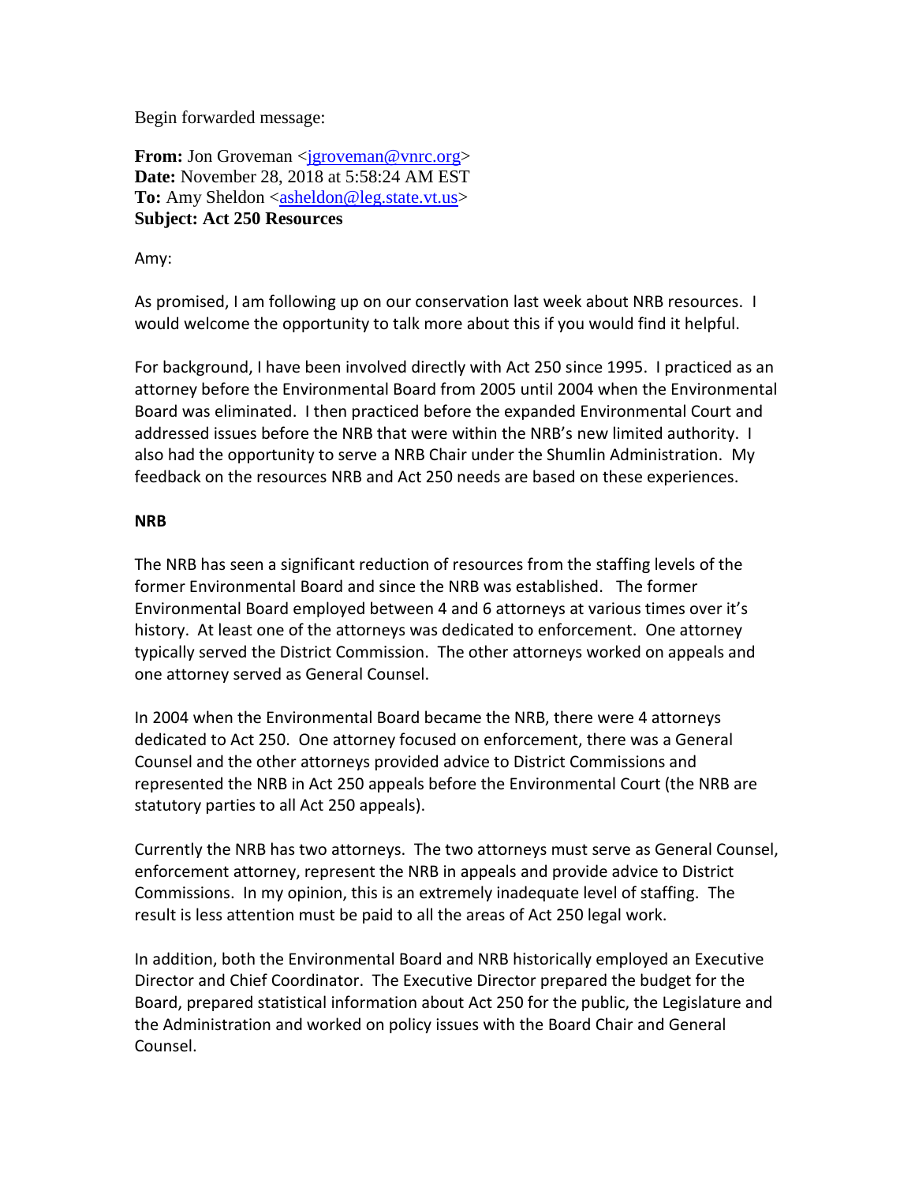Begin forwarded message:

**From:** Jon Groveman <jgroveman@vnrc.org>
**Date:** November 28, 2018 at 5:58:24 AM EST
**To:** Amy Sheldon <asheldon@leg.state.vt.us>
**Subject: Act 250 Resources**

Amy:

As promised, I am following up on our conservation last week about NRB resources. I would welcome the opportunity to talk more about this if you would find it helpful.

For background, I have been involved directly with Act 250 since 1995. I practiced as an attorney before the Environmental Board from 2005 until 2004 when the Environmental Board was eliminated. I then practiced before the expanded Environmental Court and addressed issues before the NRB that were within the NRB's new limited authority. I also had the opportunity to serve a NRB Chair under the Shumlin Administration. My feedback on the resources NRB and Act 250 needs are based on these experiences.

**NRB**

The NRB has seen a significant reduction of resources from the staffing levels of the former Environmental Board and since the NRB was established. The former Environmental Board employed between 4 and 6 attorneys at various times over it's history. At least one of the attorneys was dedicated to enforcement. One attorney typically served the District Commission. The other attorneys worked on appeals and one attorney served as General Counsel.

In 2004 when the Environmental Board became the NRB, there were 4 attorneys dedicated to Act 250. One attorney focused on enforcement, there was a General Counsel and the other attorneys provided advice to District Commissions and represented the NRB in Act 250 appeals before the Environmental Court (the NRB are statutory parties to all Act 250 appeals).

Currently the NRB has two attorneys. The two attorneys must serve as General Counsel, enforcement attorney, represent the NRB in appeals and provide advice to District Commissions. In my opinion, this is an extremely inadequate level of staffing. The result is less attention must be paid to all the areas of Act 250 legal work.

In addition, both the Environmental Board and NRB historically employed an Executive Director and Chief Coordinator. The Executive Director prepared the budget for the Board, prepared statistical information about Act 250 for the public, the Legislature and the Administration and worked on policy issues with the Board Chair and General Counsel.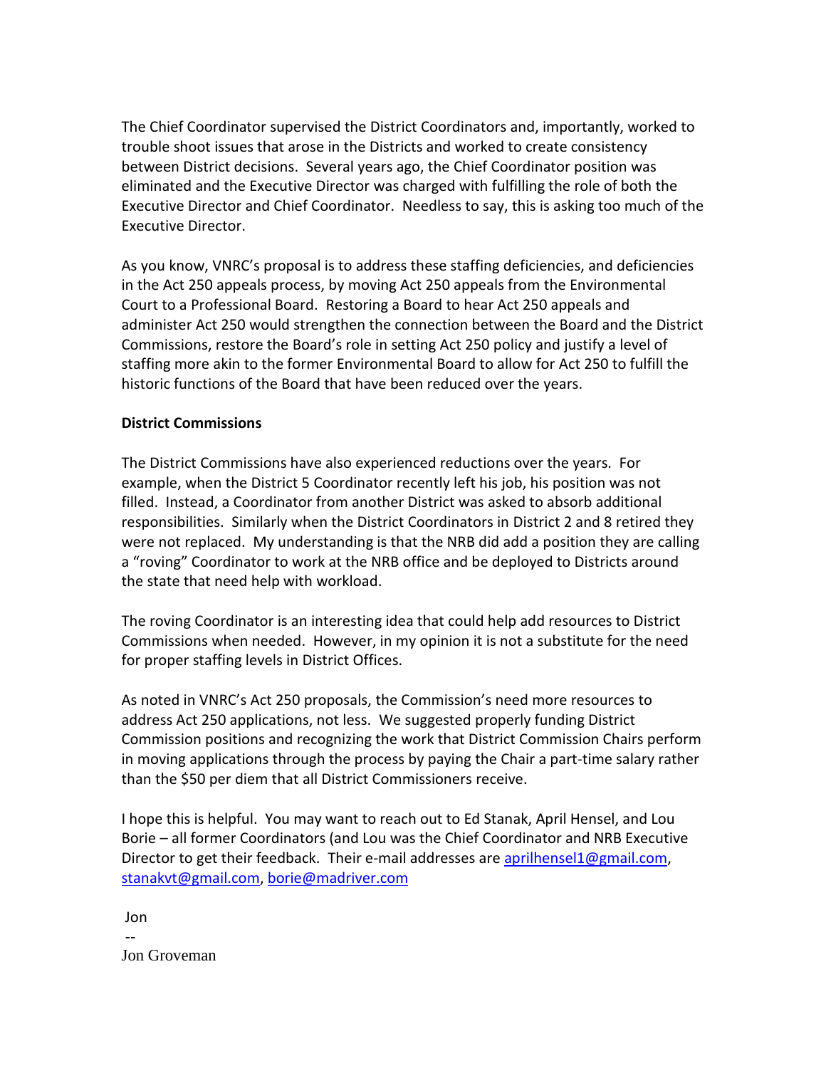The Chief Coordinator supervised the District Coordinators and, importantly, worked to trouble shoot issues that arose in the Districts and worked to create consistency between District decisions. Several years ago, the Chief Coordinator position was eliminated and the Executive Director was charged with fulfilling the role of both the Executive Director and Chief Coordinator. Needless to say, this is asking too much of the Executive Director.

As you know, VNRC's proposal is to address these staffing deficiencies, and deficiencies in the Act 250 appeals process, by moving Act 250 appeals from the Environmental Court to a Professional Board. Restoring a Board to hear Act 250 appeals and administer Act 250 would strengthen the connection between the Board and the District Commissions, restore the Board's role in setting Act 250 policy and justify a level of staffing more akin to the former Environmental Board to allow for Act 250 to fulfill the historic functions of the Board that have been reduced over the years.

**District Commissions**

The District Commissions have also experienced reductions over the years. For example, when the District 5 Coordinator recently left his job, his position was not filled. Instead, a Coordinator from another District was asked to absorb additional responsibilities. Similarly when the District Coordinators in District 2 and 8 retired they were not replaced. My understanding is that the NRB did add a position they are calling a "roving" Coordinator to work at the NRB office and be deployed to Districts around the state that need help with workload.

The roving Coordinator is an interesting idea that could help add resources to District Commissions when needed. However, in my opinion it is not a substitute for the need for proper staffing levels in District Offices.

As noted in VNRC's Act 250 proposals, the Commission's need more resources to address Act 250 applications, not less. We suggested properly funding District Commission positions and recognizing the work that District Commission Chairs perform in moving applications through the process by paying the Chair a part-time salary rather than the $50 per diem that all District Commissioners receive.

I hope this is helpful. You may want to reach out to Ed Stanak, April Hensel, and Lou Borie – all former Coordinators (and Lou was the Chief Coordinator and NRB Executive Director to get their feedback. Their e-mail addresses are aprilhensel1@gmail.com, stanakvt@gmail.com, borie@madriver.com

Jon
--
Jon Groveman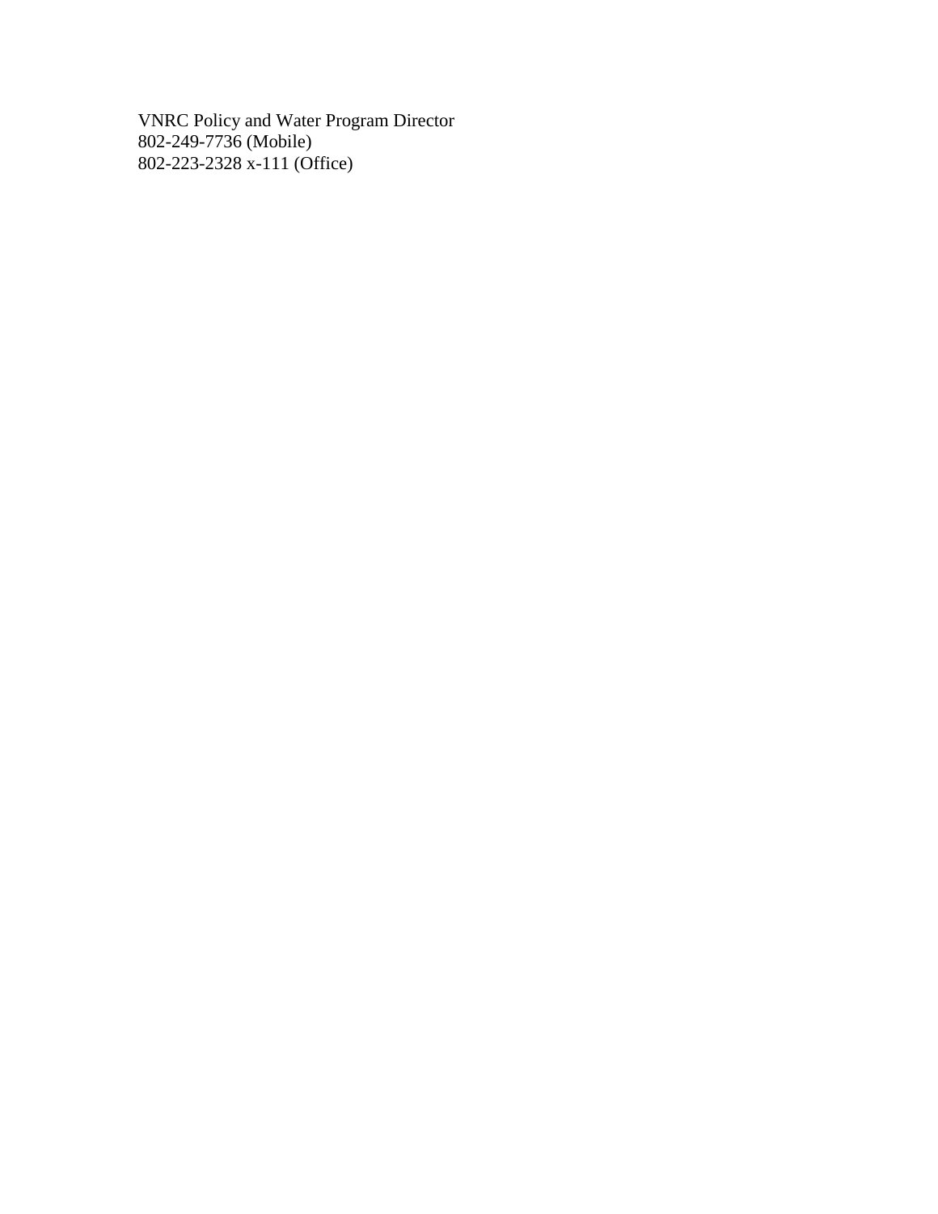VNRC Policy and Water Program Director
802-249-7736 (Mobile)
802-223-2328 x-111 (Office)